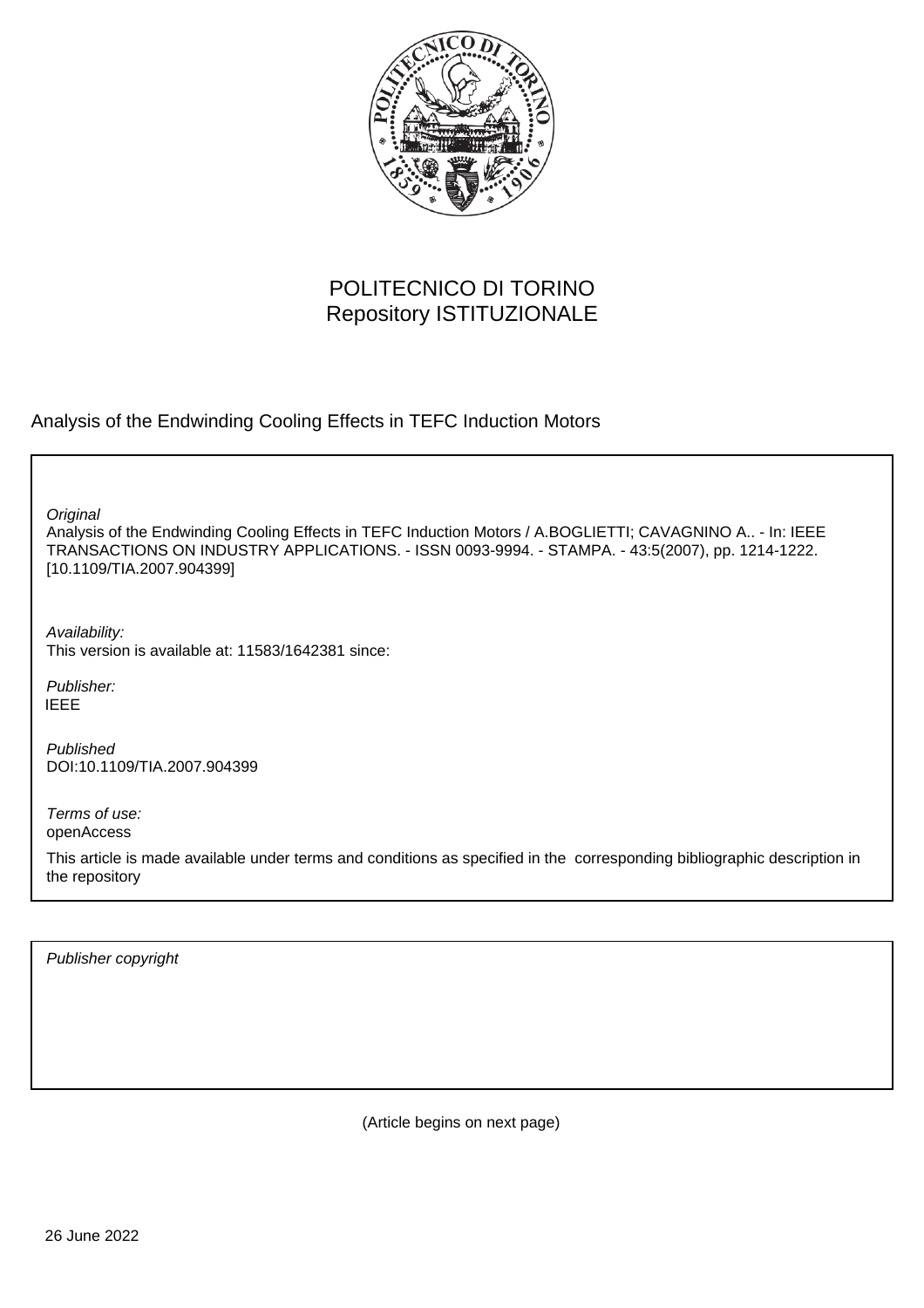POLITECNICO DI TORINO
Repository ISTITUZIONALE

Analysis of the Endwinding Cooling Effects in TEFC Induction Motors

*Original*
Analysis of the Endwinding Cooling Effects in TEFC Induction Motors / A.BOGLIETTI; CAVAGNINO A.. - In: IEEE TRANSACTIONS ON INDUSTRY APPLICATIONS. - ISSN 0093-9994. - STAMPA. - 43:5(2007), pp. 1214-1222. [10.1109/TIA.2007.904399]

*Availability:*
This version is available at: 11583/1642381 since:

*Publisher:*
IEEE

*Published*
DOI:10.1109/TIA.2007.904399

*Terms of use:*
openAccess

This article is made available under terms and conditions as specified in the corresponding bibliographic description in the repository

*Publisher copyright*

(Article begins on next page)

26 June 2022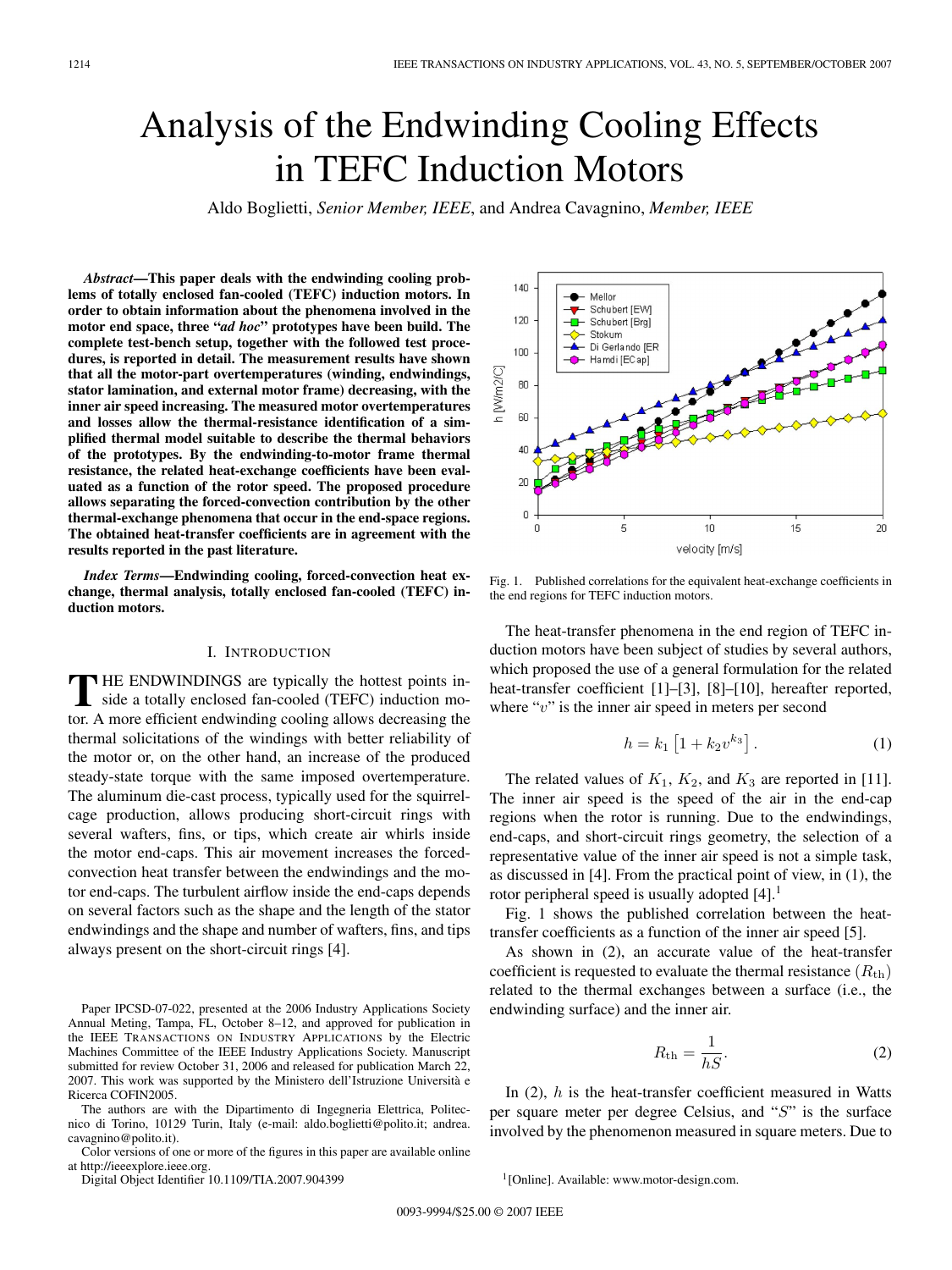# Analysis of the Endwinding Cooling Effects in TEFC Induction Motors

Aldo Boglietti, *Senior Member, IEEE*, and Andrea Cavagnino, *Member, IEEE*

***Abstract*—This paper deals with the endwinding cooling problems of totally enclosed fan-cooled (TEFC) induction motors. In order to obtain information about the phenomena involved in the motor end space, three "*ad hoc*" prototypes have been build. The complete test-bench setup, together with the followed test procedures, is reported in detail. The measurement results have shown that all the motor-part overtemperatures (winding, endwindings, stator lamination, and external motor frame) decreasing, with the inner air speed increasing. The measured motor overtemperatures and losses allow the thermal-resistance identification of a simplified thermal model suitable to describe the thermal behaviors of the prototypes. By the endwinding-to-motor frame thermal resistance, the related heat-exchange coefficients have been evaluated as a function of the rotor speed. The proposed procedure allows separating the forced-convection contribution by the other thermal-exchange phenomena that occur in the end-space regions. The obtained heat-transfer coefficients are in agreement with the results reported in the past literature.**

***Index Terms*—Endwinding cooling, forced-convection heat exchange, thermal analysis, totally enclosed fan-cooled (TEFC) induction motors.**

## I. Introduction

The endwindings are typically the hottest points inside a totally enclosed fan-cooled (TEFC) induction motor. A more efficient endwinding cooling allows decreasing the thermal solicitations of the windings with better reliability of the motor or, on the other hand, an increase of the produced steady-state torque with the same imposed overtemperature. The aluminum die-cast process, typically used for the squirrel-cage production, allows producing short-circuit rings with several wafters, fins, or tips, which create air whirls inside the motor end-caps. This air movement increases the forced-convection heat transfer between the endwindings and the motor end-caps. The turbulent airflow inside the end-caps depends on several factors such as the shape and the length of the stator endwindings and the shape and number of wafters, fins, and tips always present on the short-circuit rings [4].

Paper IPCSD-07-022, presented at the 2006 Industry Applications Society Annual Meting, Tampa, FL, October 8–12, and approved for publication in the IEEE Transactions on Industry Applications by the Electric Machines Committee of the IEEE Industry Applications Society. Manuscript submitted for review October 31, 2006 and released for publication March 22, 2007. This work was supported by the Ministero dell'Istruzione Università e Ricerca COFIN2005.

The authors are with the Dipartimento di Ingegneria Elettrica, Politecnico di Torino, 10129 Turin, Italy (e-mail: aldo.boglietti@polito.it; andrea.cavagnino@polito.it).

Color versions of one or more of the figures in this paper are available online at http://ieeexplore.ieee.org.

Digital Object Identifier 10.1109/TIA.2007.904399

h [W/m2/C]

velocity [m/s]

Mellor
Schubert [EW]
Schubert [Brg]
Stokum
Di Gerlando [ER
Hamdi [ECap]

Fig. 1. Published correlations for the equivalent heat-exchange coefficients in the end regions for TEFC induction motors.

The heat-transfer phenomena in the end region of TEFC induction motors have been subject of studies by several authors, which proposed the use of a general formulation for the related heat-transfer coefficient [1]–[3], [8]–[10], hereafter reported, where "$v$" is the inner air speed in meters per second

$$h = k_1 \left[1 + k_2 v^{k_3}\right]. \tag{1}$$

The related values of $K_1$, $K_2$, and $K_3$ are reported in [11]. The inner air speed is the speed of the air in the end-cap regions when the rotor is running. Due to the endwindings, end-caps, and short-circuit rings geometry, the selection of a representative value of the inner air speed is not a simple task, as discussed in [4]. From the practical point of view, in (1), the rotor peripheral speed is usually adopted [4].[1]

Fig. 1 shows the published correlation between the heat-transfer coefficients as a function of the inner air speed [5].

As shown in (2), an accurate value of the heat-transfer coefficient is requested to evaluate the thermal resistance ($R_{\text{th}}$) related to the thermal exchanges between a surface (i.e., the endwinding surface) and the inner air.

$$R_{\text{th}} = \frac{1}{hS}. \tag{2}$$

In (2), $h$ is the heat-transfer coefficient measured in Watts per square meter per degree Celsius, and "$S$" is the surface involved by the phenomenon measured in square meters. Due to

[1] [Online]. Available: www.motor-design.com.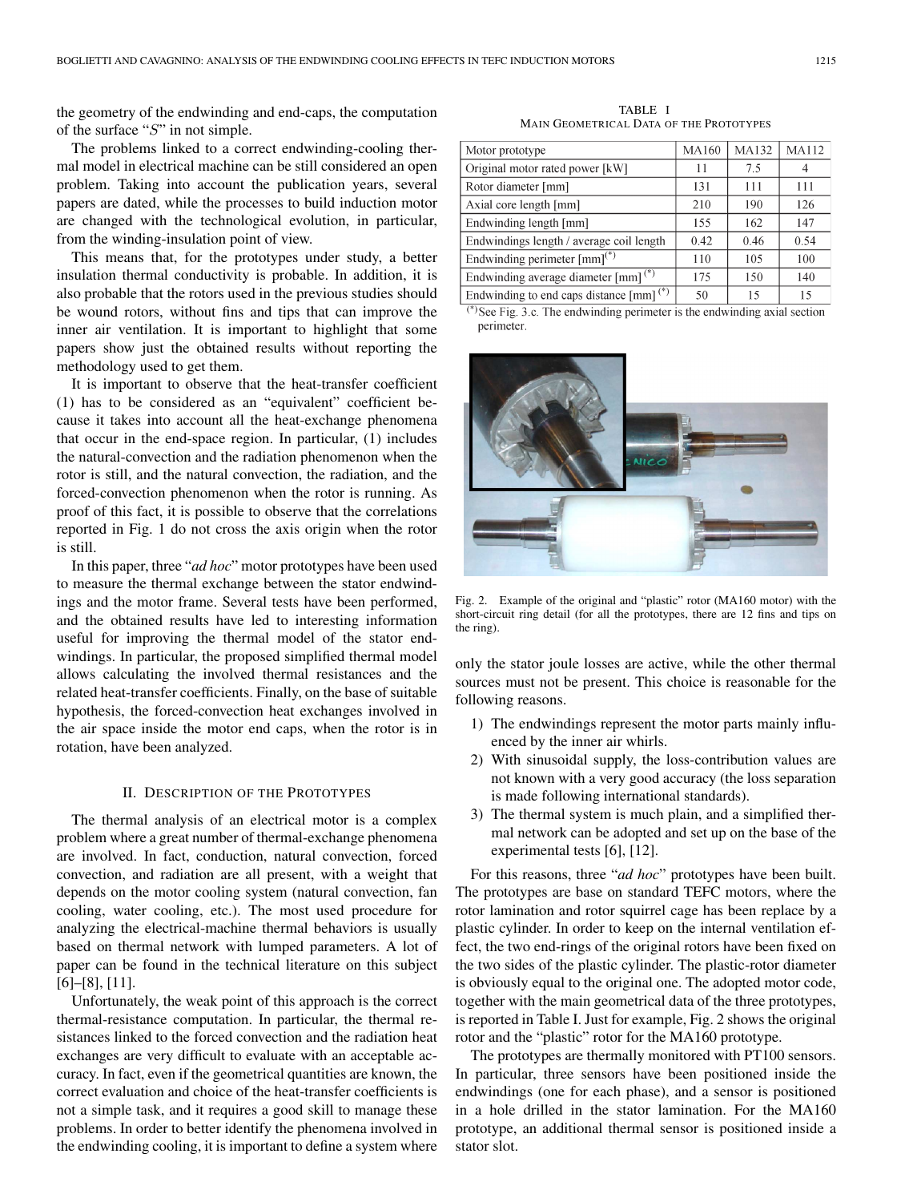the geometry of the endwinding and end-caps, the computation of the surface "$S$" in not simple.

The problems linked to a correct endwinding-cooling thermal model in electrical machine can be still considered an open problem. Taking into account the publication years, several papers are dated, while the processes to build induction motor are changed with the technological evolution, in particular, from the winding-insulation point of view.

This means that, for the prototypes under study, a better insulation thermal conductivity is probable. In addition, it is also probable that the rotors used in the previous studies should be wound rotors, without fins and tips that can improve the inner air ventilation. It is important to highlight that some papers show just the obtained results without reporting the methodology used to get them.

It is important to observe that the heat-transfer coefficient (1) has to be considered as an "equivalent" coefficient because it takes into account all the heat-exchange phenomena that occur in the end-space region. In particular, (1) includes the natural-convection and the radiation phenomenon when the rotor is still, and the natural convection, the radiation, and the forced-convection phenomenon when the rotor is running. As proof of this fact, it is possible to observe that the correlations reported in Fig. 1 do not cross the axis origin when the rotor is still.

In this paper, three "*ad hoc*" motor prototypes have been used to measure the thermal exchange between the stator endwindings and the motor frame. Several tests have been performed, and the obtained results have led to interesting information useful for improving the thermal model of the stator endwindings. In particular, the proposed simplified thermal model allows calculating the involved thermal resistances and the related heat-transfer coefficients. Finally, on the base of suitable hypothesis, the forced-convection heat exchanges involved in the air space inside the motor end caps, when the rotor is in rotation, have been analyzed.

## II. Description of the Prototypes

The thermal analysis of an electrical motor is a complex problem where a great number of thermal-exchange phenomena are involved. In fact, conduction, natural convection, forced convection, and radiation are all present, with a weight that depends on the motor cooling system (natural convection, fan cooling, water cooling, etc.). The most used procedure for analyzing the electrical-machine thermal behaviors is usually based on thermal network with lumped parameters. A lot of paper can be found in the technical literature on this subject [6]–[8], [11].

Unfortunately, the weak point of this approach is the correct thermal-resistance computation. In particular, the thermal resistances linked to the forced convection and the radiation heat exchanges are very difficult to evaluate with an acceptable accuracy. In fact, even if the geometrical quantities are known, the correct evaluation and choice of the heat-transfer coefficients is not a simple task, and it requires a good skill to manage these problems. In order to better identify the phenomena involved in the endwinding cooling, it is important to define a system where only the stator joule losses are active, while the other thermal sources must not be present. This choice is reasonable for the following reasons.

1) The endwindings represent the motor parts mainly influenced by the inner air whirls.
2) With sinusoidal supply, the loss-contribution values are not known with a very good accuracy (the loss separation is made following international standards).
3) The thermal system is much plain, and a simplified thermal network can be adopted and set up on the base of the experimental tests [6], [12].

For this reasons, three "*ad hoc*" prototypes have been built. The prototypes are base on standard TEFC motors, where the rotor lamination and rotor squirrel cage has been replace by a plastic cylinder. In order to keep on the internal ventilation effect, the two end-rings of the original rotors have been fixed on the two sides of the plastic cylinder. The plastic-rotor diameter is obviously equal to the original one. The adopted motor code, together with the main geometrical data of the three prototypes, is reported in Table I. Just for example, Fig. 2 shows the original rotor and the "plastic" rotor for the MA160 prototype.

The prototypes are thermally monitored with PT100 sensors. In particular, three sensors have been positioned inside the endwindings (one for each phase), and a sensor is positioned in a hole drilled in the stator lamination. For the MA160 prototype, an additional thermal sensor is positioned inside a stator slot.

TABLE I
Main Geometrical Data of the Prototypes

| Motor prototype | MA160 | MA132 | MA112 |
|---|---|---|---|
| Original motor rated power [kW] | 11 | 7.5 | 4 |
| Rotor diameter [mm] | 131 | 111 | 111 |
| Axial core length [mm] | 210 | 190 | 126 |
| Endwinding length [mm] | 155 | 162 | 147 |
| Endwindings length / average coil length | 0.42 | 0.46 | 0.54 |
| Endwinding perimeter [mm][(*)] | 110 | 105 | 100 |
| Endwinding average diameter [mm] [(*)] | 175 | 150 | 140 |
| Endwinding to end caps distance [mm] [(*)] | 50 | 15 | 15 |

[(*)]See Fig. 3.c. The endwinding perimeter is the endwinding axial section perimeter.

Fig. 2. Example of the original and "plastic" rotor (MA160 motor) with the short-circuit ring detail (for all the prototypes, there are 12 fins and tips on the ring).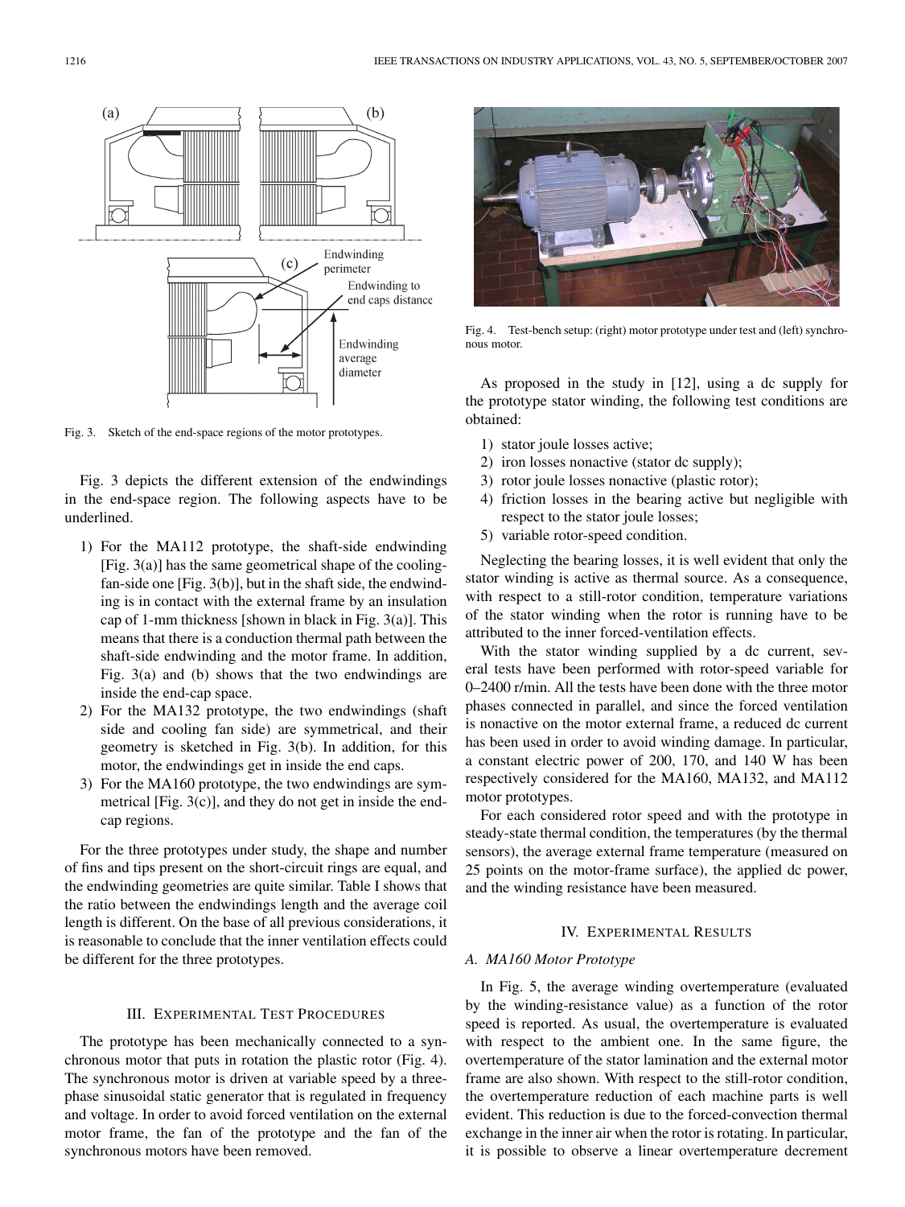Fig. 3. Sketch of the end-space regions of the motor prototypes.

Fig. 3 depicts the different extension of the endwindings in the end-space region. The following aspects have to be underlined.

1) For the MA112 prototype, the shaft-side endwinding [Fig. 3(a)] has the same geometrical shape of the cooling-fan-side one [Fig. 3(b)], but in the shaft side, the endwinding is in contact with the external frame by an insulation cap of 1-mm thickness [shown in black in Fig. 3(a)]. This means that there is a conduction thermal path between the shaft-side endwinding and the motor frame. In addition, Fig. 3(a) and (b) shows that the two endwindings are inside the end-cap space.
2) For the MA132 prototype, the two endwindings (shaft side and cooling fan side) are symmetrical, and their geometry is sketched in Fig. 3(b). In addition, for this motor, the endwindings get in inside the end caps.
3) For the MA160 prototype, the two endwindings are symmetrical [Fig. 3(c)], and they do not get in inside the end-cap regions.

For the three prototypes under study, the shape and number of fins and tips present on the short-circuit rings are equal, and the endwinding geometries are quite similar. Table I shows that the ratio between the endwindings length and the average coil length is different. On the base of all previous considerations, it is reasonable to conclude that the inner ventilation effects could be different for the three prototypes.

## III. Experimental Test Procedures

The prototype has been mechanically connected to a synchronous motor that puts in rotation the plastic rotor (Fig. 4). The synchronous motor is driven at variable speed by a three-phase sinusoidal static generator that is regulated in frequency and voltage. In order to avoid forced ventilation on the external motor frame, the fan of the prototype and the fan of the synchronous motors have been removed.

Fig. 4. Test-bench setup: (right) motor prototype under test and (left) synchronous motor.

As proposed in the study in [12], using a dc supply for the prototype stator winding, the following test conditions are obtained:

1) stator joule losses active;
2) iron losses nonactive (stator dc supply);
3) rotor joule losses nonactive (plastic rotor);
4) friction losses in the bearing active but negligible with respect to the stator joule losses;
5) variable rotor-speed condition.

Neglecting the bearing losses, it is well evident that only the stator winding is active as thermal source. As a consequence, with respect to a still-rotor condition, temperature variations of the stator winding when the rotor is running have to be attributed to the inner forced-ventilation effects.

With the stator winding supplied by a dc current, several tests have been performed with rotor-speed variable for 0–2400 r/min. All the tests have been done with the three motor phases connected in parallel, and since the forced ventilation is nonactive on the motor external frame, a reduced dc current has been used in order to avoid winding damage. In particular, a constant electric power of 200, 170, and 140 W has been respectively considered for the MA160, MA132, and MA112 motor prototypes.

For each considered rotor speed and with the prototype in steady-state thermal condition, the temperatures (by the thermal sensors), the average external frame temperature (measured on 25 points on the motor-frame surface), the applied dc power, and the winding resistance have been measured.

## IV. Experimental Results

### A. MA160 Motor Prototype

In Fig. 5, the average winding overtemperature (evaluated by the winding-resistance value) as a function of the rotor speed is reported. As usual, the overtemperature is evaluated with respect to the ambient one. In the same figure, the overtemperature of the stator lamination and the external motor frame are also shown. With respect to the still-rotor condition, the overtemperature reduction of each machine parts is well evident. This reduction is due to the forced-convection thermal exchange in the inner air when the rotor is rotating. In particular, it is possible to observe a linear overtemperature decrement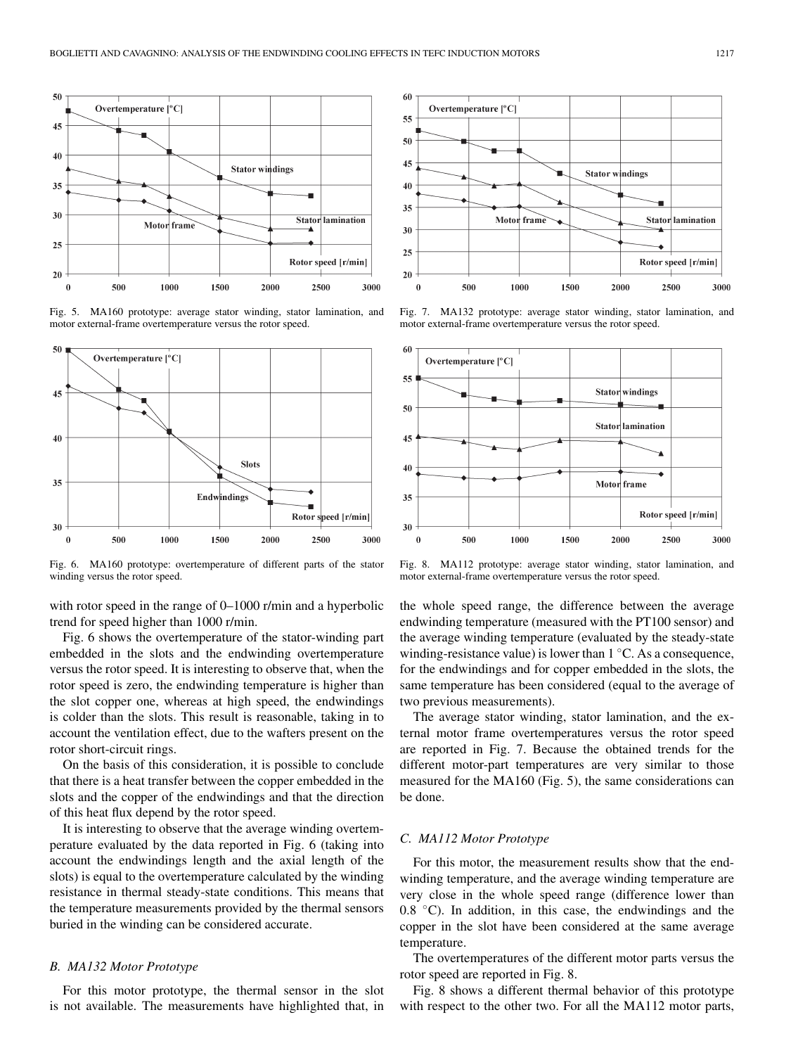Fig. 5. MA160 prototype: average stator winding, stator lamination, and motor external-frame overtemperature versus the rotor speed.

Fig. 6. MA160 prototype: overtemperature of different parts of the stator winding versus the rotor speed.

with rotor speed in the range of 0–1000 r/min and a hyperbolic trend for speed higher than 1000 r/min.

Fig. 6 shows the overtemperature of the stator-winding part embedded in the slots and the endwinding overtemperature versus the rotor speed. It is interesting to observe that, when the rotor speed is zero, the endwinding temperature is higher than the slot copper one, whereas at high speed, the endwindings is colder than the slots. This result is reasonable, taking in to account the ventilation effect, due to the wafters present on the rotor short-circuit rings.

On the basis of this consideration, it is possible to conclude that there is a heat transfer between the copper embedded in the slots and the copper of the endwindings and that the direction of this heat flux depend by the rotor speed.

It is interesting to observe that the average winding overtemperature evaluated by the data reported in Fig. 6 (taking into account the endwindings length and the axial length of the slots) is equal to the overtemperature calculated by the winding resistance in thermal steady-state conditions. This means that the temperature measurements provided by the thermal sensors buried in the winding can be considered accurate.

### B. MA132 Motor Prototype

For this motor prototype, the thermal sensor in the slot is not available. The measurements have highlighted that, in the whole speed range, the difference between the average endwinding temperature (measured with the PT100 sensor) and the average winding temperature (evaluated by the steady-state winding-resistance value) is lower than 1 °C. As a consequence, for the endwindings and for copper embedded in the slots, the same temperature has been considered (equal to the average of two previous measurements).

The average stator winding, stator lamination, and the external motor frame overtemperatures versus the rotor speed are reported in Fig. 7. Because the obtained trends for the different motor-part temperatures are very similar to those measured for the MA160 (Fig. 5), the same considerations can be done.

Fig. 7. MA132 prototype: average stator winding, stator lamination, and motor external-frame overtemperature versus the rotor speed.

Fig. 8. MA112 prototype: average stator winding, stator lamination, and motor external-frame overtemperature versus the rotor speed.

### C. MA112 Motor Prototype

For this motor, the measurement results show that the endwinding temperature, and the average winding temperature are very close in the whole speed range (difference lower than 0.8 °C). In addition, in this case, the endwindings and the copper in the slot have been considered at the same average temperature.

The overtemperatures of the different motor parts versus the rotor speed are reported in Fig. 8.

Fig. 8 shows a different thermal behavior of this prototype with respect to the other two. For all the MA112 motor parts,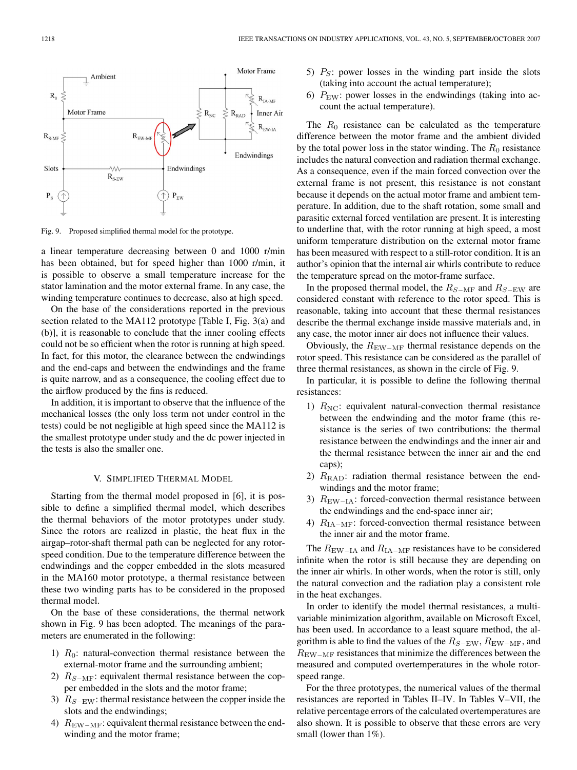Fig. 9. Proposed simplified thermal model for the prototype.

a linear temperature decreasing between 0 and 1000 r/min has been obtained, but for speed higher than 1000 r/min, it is possible to observe a small temperature increase for the stator lamination and the motor external frame. In any case, the winding temperature continues to decrease, also at high speed.

On the base of the considerations reported in the previous section related to the MA112 prototype [Table I, Fig. 3(a) and (b)], it is reasonable to conclude that the inner cooling effects could not be so efficient when the rotor is running at high speed. In fact, for this motor, the clearance between the endwindings and the end-caps and between the endwindings and the frame is quite narrow, and as a consequence, the cooling effect due to the airflow produced by the fins is reduced.

In addition, it is important to observe that the influence of the mechanical losses (the only loss term not under control in the tests) could be not negligible at high speed since the MA112 is the smallest prototype under study and the dc power injected in the tests is also the smaller one.

## V. Simplified Thermal Model

Starting from the thermal model proposed in [6], it is possible to define a simplified thermal model, which describes the thermal behaviors of the motor prototypes under study. Since the rotors are realized in plastic, the heat flux in the airgap–rotor-shaft thermal path can be neglected for any rotor-speed condition. Due to the temperature difference between the endwindings and the copper embedded in the slots measured in the MA160 motor prototype, a thermal resistance between these two winding parts has to be considered in the proposed thermal model.

On the base of these considerations, the thermal network shown in Fig. 9 has been adopted. The meanings of the parameters are enumerated in the following:

1) $R_0$: natural-convection thermal resistance between the external-motor frame and the surrounding ambient;
2) $R_{S-\mathrm{MF}}$: equivalent thermal resistance between the copper embedded in the slots and the motor frame;
3) $R_{S-\mathrm{EW}}$: thermal resistance between the copper inside the slots and the endwindings;
4) $R_{\mathrm{EW-MF}}$: equivalent thermal resistance between the endwinding and the motor frame;
5) $P_S$: power losses in the winding part inside the slots (taking into account the actual temperature);
6) $P_{\mathrm{EW}}$: power losses in the endwindings (taking into account the actual temperature).

The $R_0$ resistance can be calculated as the temperature difference between the motor frame and the ambient divided by the total power loss in the stator winding. The $R_0$ resistance includes the natural convection and radiation thermal exchange. As a consequence, even if the main forced convection over the external frame is not present, this resistance is not constant because it depends on the actual motor frame and ambient temperature. In addition, due to the shaft rotation, some small and parasitic external forced ventilation are present. It is interesting to underline that, with the rotor running at high speed, a most uniform temperature distribution on the external motor frame has been measured with respect to a still-rotor condition. It is an author's opinion that the internal air whirls contribute to reduce the temperature spread on the motor-frame surface.

In the proposed thermal model, the $R_{S-\mathrm{MF}}$ and $R_{S-\mathrm{EW}}$ are considered constant with reference to the rotor speed. This is reasonable, taking into account that these thermal resistances describe the thermal exchange inside massive materials and, in any case, the motor inner air does not influence their values.

Obviously, the $R_{\mathrm{EW-MF}}$ thermal resistance depends on the rotor speed. This resistance can be considered as the parallel of three thermal resistances, as shown in the circle of Fig. 9.

In particular, it is possible to define the following thermal resistances:

1) $R_{\mathrm{NC}}$: equivalent natural-convection thermal resistance between the endwinding and the motor frame (this resistance is the series of two contributions: the thermal resistance between the endwindings and the inner air and the thermal resistance between the inner air and the end caps);
2) $R_{\mathrm{RAD}}$: radiation thermal resistance between the endwindings and the motor frame;
3) $R_{\mathrm{EW-IA}}$: forced-convection thermal resistance between the endwindings and the end-space inner air;
4) $R_{\mathrm{IA-MF}}$: forced-convection thermal resistance between the inner air and the motor frame.

The $R_{\mathrm{EW-IA}}$ and $R_{\mathrm{IA-MF}}$ resistances have to be considered infinite when the rotor is still because they are depending on the inner air whirls. In other words, when the rotor is still, only the natural convection and the radiation play a consistent role in the heat exchanges.

In order to identify the model thermal resistances, a multivariable minimization algorithm, available on Microsoft Excel, has been used. In accordance to a least square method, the algorithm is able to find the values of the $R_{S-\mathrm{EW}}$, $R_{\mathrm{EW-MF}}$, and $R_{\mathrm{EW-MF}}$ resistances that minimize the differences between the measured and computed overtemperatures in the whole rotor-speed range.

For the three prototypes, the numerical values of the thermal resistances are reported in Tables II–IV. In Tables V–VII, the relative percentage errors of the calculated overtemperatures are also shown. It is possible to observe that these errors are very small (lower than 1%).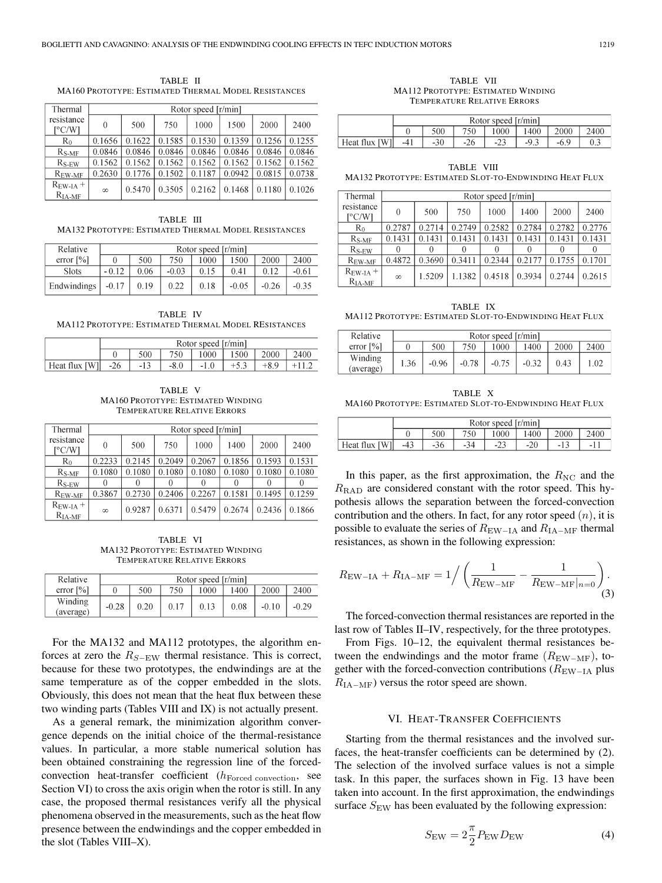TABLE II
MA160 Prototype: Estimated Thermal Model Resistances

| Thermal resistance [°C/W] | Rotor speed [r/min] | | | | | | |
|---|---|---|---|---|---|---|---|
| | 0 | 500 | 750 | 1000 | 1500 | 2000 | 2400 |
| $R_0$ | 0.1656 | 0.1622 | 0.1585 | 0.1530 | 0.1359 | 0.1256 | 0.1255 |
| $R_{S\text{-}MF}$ | 0.0846 | 0.0846 | 0.0846 | 0.0846 | 0.0846 | 0.0846 | 0.0846 |
| $R_{S\text{-}EW}$ | 0.1562 | 0.1562 | 0.1562 | 0.1562 | 0.1562 | 0.1562 | 0.1562 |
| $R_{EW\text{-}MF}$ | 0.2630 | 0.1776 | 0.1502 | 0.1187 | 0.0942 | 0.0815 | 0.0738 |
| $R_{EW\text{-}IA}$ + $R_{IA\text{-}MF}$ | $\infty$ | 0.5470 | 0.3505 | 0.2162 | 0.1468 | 0.1180 | 0.1026 |

TABLE III
MA132 Prototype: Estimated Thermal Model Resistances

| Relative error [%] | Rotor speed [r/min] | | | | | | |
|---|---|---|---|---|---|---|---|
| | 0 | 500 | 750 | 1000 | 1500 | 2000 | 2400 |
| Slots | - 0.12 | 0.06 | -0.03 | 0.15 | 0.41 | 0.12 | -0.61 |
| Endwindings | -0.17 | 0.19 | 0.22 | 0.18 | -0.05 | -0.26 | -0.35 |

TABLE IV
MA112 Prototype: Estimated Thermal Model REsistances

| | Rotor speed [r/min] | | | | | | |
|---|---|---|---|---|---|---|---|
| | 0 | 500 | 750 | 1000 | 1500 | 2000 | 2400 |
| Heat flux [W] | -26 | -13 | -8.0 | -1.0 | +5.3 | +8.9 | +11.2 |

TABLE V
MA160 Prototype: Estimated Winding Temperature Relative Errors

| Thermal resistance [°C/W] | Rotor speed [r/min] | | | | | | |
|---|---|---|---|---|---|---|---|
| | 0 | 500 | 750 | 1000 | 1400 | 2000 | 2400 |
| $R_0$ | 0.2233 | 0.2145 | 0.2049 | 0.2067 | 0.1856 | 0.1593 | 0.1531 |
| $R_{S\text{-}MF}$ | 0.1080 | 0.1080 | 0.1080 | 0.1080 | 0.1080 | 0.1080 | 0.1080 |
| $R_{S\text{-}EW}$ | 0 | 0 | 0 | 0 | 0 | 0 | 0 |
| $R_{EW\text{-}MF}$ | 0.3867 | 0.2730 | 0.2406 | 0.2267 | 0.1581 | 0.1495 | 0.1259 |
| $R_{EW\text{-}IA}$ + $R_{IA\text{-}MF}$ | $\infty$ | 0.9287 | 0.6371 | 0.5479 | 0.2674 | 0.2436 | 0.1866 |

TABLE VI
MA132 Prototype: Estimated Winding Temperature Relative Errors

| Relative error [%] | Rotor speed [r/min] | | | | | | |
|---|---|---|---|---|---|---|---|
| | 0 | 500 | 750 | 1000 | 1400 | 2000 | 2400 |
| Winding (average) | -0.28 | 0.20 | 0.17 | 0.13 | 0.08 | -0.10 | -0.29 |

For the MA132 and MA112 prototypes, the algorithm enforces at zero the $R_{S-\mathrm{EW}}$ thermal resistance. This is correct, because for these two prototypes, the endwindings are at the same temperature as of the copper embedded in the slots. Obviously, this does not mean that the heat flux between these two winding parts (Tables VIII and IX) is not actually present.

As a general remark, the minimization algorithm convergence depends on the initial choice of the thermal-resistance values. In particular, a more stable numerical solution has been obtained constraining the regression line of the forced-convection heat-transfer coefficient ($h_{\text{Forced convection}}$, see Section VI) to cross the axis origin when the rotor is still. In any case, the proposed thermal resistances verify all the physical phenomena observed in the measurements, such as the heat flow presence between the endwindings and the copper embedded in the slot (Tables VIII–X).

TABLE VII
MA112 Prototype: Estimated Winding Temperature Relative Errors

| | Rotor speed [r/min] | | | | | | |
|---|---|---|---|---|---|---|---|
| | 0 | 500 | 750 | 1000 | 1400 | 2000 | 2400 |
| Heat flux [W] | -41 | -30 | -26 | -23 | -9.3 | -6.9 | 0.3 |

TABLE VIII
MA132 Prototype: Estimated Slot-to-Endwinding Heat Flux

| Thermal resistance [°C/W] | Rotor speed [r/min] | | | | | | |
|---|---|---|---|---|---|---|---|
| | 0 | 500 | 750 | 1000 | 1400 | 2000 | 2400 |
| $R_0$ | 0.2787 | 0.2714 | 0.2749 | 0.2582 | 0.2784 | 0.2782 | 0.2776 |
| $R_{S\text{-}MF}$ | 0.1431 | 0.1431 | 0.1431 | 0.1431 | 0.1431 | 0.1431 | 0.1431 |
| $R_{S\text{-}EW}$ | 0 | 0 | 0 | 0 | 0 | 0 | 0 |
| $R_{EW\text{-}MF}$ | 0.4872 | 0.3690 | 0.3411 | 0.2344 | 0.2177 | 0.1755 | 0.1701 |
| $R_{EW\text{-}IA}$ + $R_{IA\text{-}MF}$ | $\infty$ | 1.5209 | 1.1382 | 0.4518 | 0.3934 | 0.2744 | 0.2615 |

TABLE IX
MA112 Prototype: Estimated Slot-to-Endwinding Heat Flux

| Relative error [%] | Rotor speed [r/min] | | | | | | |
|---|---|---|---|---|---|---|---|
| | 0 | 500 | 750 | 1000 | 1400 | 2000 | 2400 |
| Winding (average) | 1.36 | -0.96 | -0.78 | -0.75 | -0.32 | 0.43 | 1.02 |

TABLE X
MA160 Prototype: Estimated Slot-to-Endwinding Heat Flux

| | Rotor speed [r/min] | | | | | | |
|---|---|---|---|---|---|---|---|
| | 0 | 500 | 750 | 1000 | 1400 | 2000 | 2400 |
| Heat flux [W] | -43 | -36 | -34 | -23 | -20 | -13 | -11 |

In this paper, as the first approximation, the $R_{\mathrm{NC}}$ and the $R_{\mathrm{RAD}}$ are considered constant with the rotor speed. This hypothesis allows the separation between the forced-convection contribution and the others. In fact, for any rotor speed ($n$), it is possible to evaluate the series of $R_{\mathrm{EW-IA}}$ and $R_{\mathrm{IA-MF}}$ thermal resistances, as shown in the following expression:

$$R_{\mathrm{EW-IA}} + R_{\mathrm{IA-MF}} = 1\Big/\left(\frac{1}{R_{\mathrm{EW-MF}}} - \frac{1}{R_{\mathrm{EW-MF}|n=0}}\right). \tag{3}$$

The forced-convection thermal resistances are reported in the last row of Tables II–IV, respectively, for the three prototypes.

From Figs. 10–12, the equivalent thermal resistances between the endwindings and the motor frame ($R_{\mathrm{EW-MF}}$), together with the forced-convection contributions ($R_{\mathrm{EW-IA}}$ plus $R_{\mathrm{IA-MF}}$) versus the rotor speed are shown.

## VI. Heat-Transfer Coefficients

Starting from the thermal resistances and the involved surfaces, the heat-transfer coefficients can be determined by (2). The selection of the involved surface values is not a simple task. In this paper, the surfaces shown in Fig. 13 have been taken into account. In the first approximation, the endwindings surface $S_{\mathrm{EW}}$ has been evaluated by the following expression:

$$S_{\mathrm{EW}} = 2\frac{\pi}{2}P_{\mathrm{EW}}D_{\mathrm{EW}} \tag{4}$$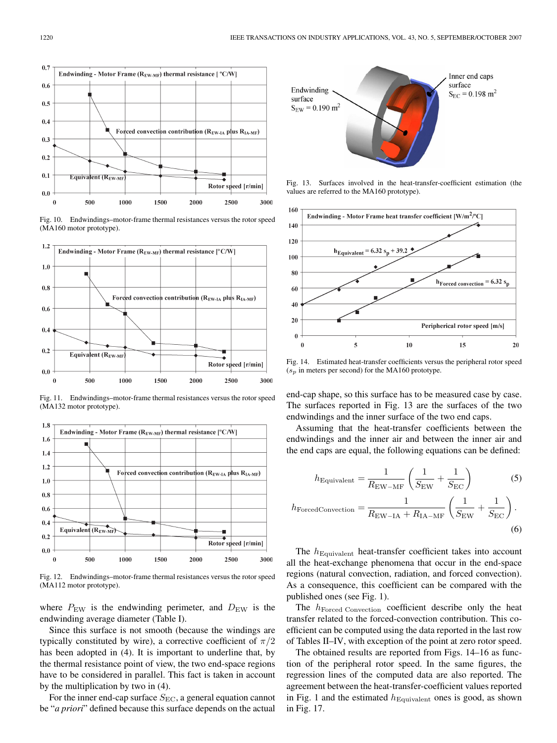Fig. 10. Endwindings–motor-frame thermal resistances versus the rotor speed (MA160 motor prototype).

Fig. 11. Endwindings–motor-frame thermal resistances versus the rotor speed (MA132 motor prototype).

Fig. 12. Endwindings–motor-frame thermal resistances versus the rotor speed (MA112 motor prototype).

where $P_{\mathrm{EW}}$ is the endwinding perimeter, and $D_{\mathrm{EW}}$ is the endwinding average diameter (Table I).

Since this surface is not smooth (because the windings are typically constituted by wire), a corrective coefficient of $\pi/2$ has been adopted in (4). It is important to underline that, by the thermal resistance point of view, the two end-space regions have to be considered in parallel. This fact is taken in account by the multiplication by two in (4).

For the inner end-cap surface $S_{\mathrm{EC}}$, a general equation cannot be "*a priori*" defined because this surface depends on the actual end-cap shape, so this surface has to be measured case by case. The surfaces reported in Fig. 13 are the surfaces of the two endwindings and the inner surface of the two end caps.

Fig. 13. Surfaces involved in the heat-transfer-coefficient estimation (the values are referred to the MA160 prototype).

Fig. 14. Estimated heat-transfer coefficients versus the peripheral rotor speed ($s_p$ in meters per second) for the MA160 prototype.

Assuming that the heat-transfer coefficients between the endwindings and the inner air and between the inner air and the end caps are equal, the following equations can be defined:

$$h_{\mathrm{Equivalent}} = \frac{1}{R_{\mathrm{EW-MF}}}\left(\frac{1}{S_{\mathrm{EW}}} + \frac{1}{S_{\mathrm{EC}}}\right) \tag{5}$$

$$h_{\mathrm{ForcedConvection}} = \frac{1}{R_{\mathrm{EW-IA}} + R_{\mathrm{IA-MF}}}\left(\frac{1}{S_{\mathrm{EW}}} + \frac{1}{S_{\mathrm{EC}}}\right). \tag{6}$$

The $h_{\mathrm{Equivalent}}$ heat-transfer coefficient takes into account all the heat-exchange phenomena that occur in the end-space regions (natural convection, radiation, and forced convection). As a consequence, this coefficient can be compared with the published ones (see Fig. 1).

The $h_{\mathrm{Forced\ Convection}}$ coefficient describe only the heat transfer related to the forced-convection contribution. This coefficient can be computed using the data reported in the last row of Tables II–IV, with exception of the point at zero rotor speed.

The obtained results are reported from Figs. 14–16 as function of the peripheral rotor speed. In the same figures, the regression lines of the computed data are also reported. The agreement between the heat-transfer-coefficient values reported in Fig. 1 and the estimated $h_{\mathrm{Equivalent}}$ ones is good, as shown in Fig. 17.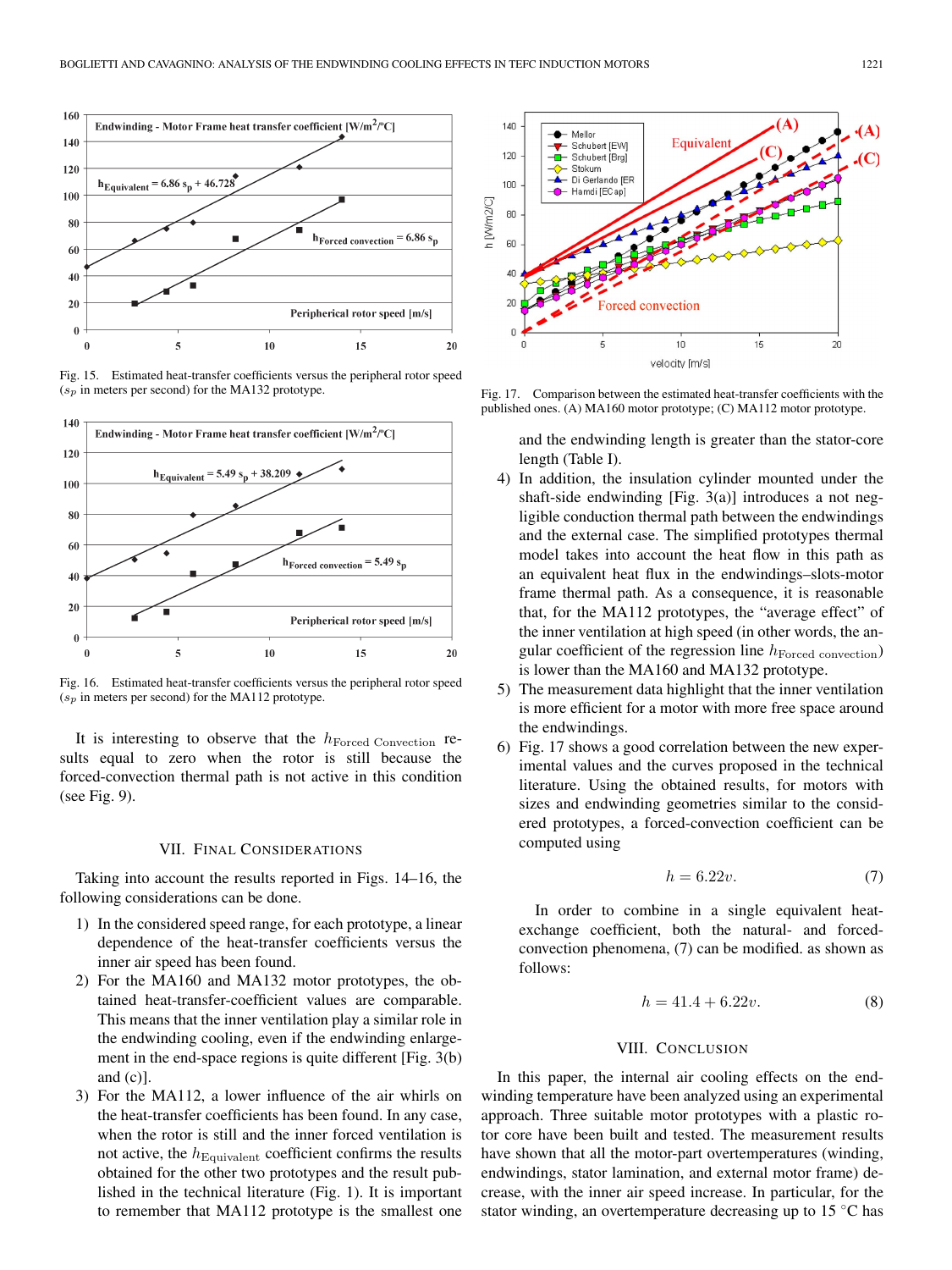Fig. 15. Estimated heat-transfer coefficients versus the peripheral rotor speed ($s_p$ in meters per second) for the MA132 prototype.

Fig. 16. Estimated heat-transfer coefficients versus the peripheral rotor speed ($s_p$ in meters per second) for the MA112 prototype.

It is interesting to observe that the $h_{\mathrm{Forced\ Convection}}$ results equal to zero when the rotor is still because the forced-convection thermal path is not active in this condition (see Fig. 9).

## VII. Final Considerations

Taking into account the results reported in Figs. 14–16, the following considerations can be done.

1) In the considered speed range, for each prototype, a linear dependence of the heat-transfer coefficients versus the inner air speed has been found.
2) For the MA160 and MA132 motor prototypes, the obtained heat-transfer-coefficient values are comparable. This means that the inner ventilation play a similar role in the endwinding cooling, even if the endwinding enlargement in the end-space regions is quite different [Fig. 3(b) and (c)].
3) For the MA112, a lower influence of the air whirls on the heat-transfer coefficients has been found. In any case, when the rotor is still and the inner forced ventilation is not active, the $h_{\mathrm{Equivalent}}$ coefficient confirms the results obtained for the other two prototypes and the result published in the technical literature (Fig. 1). It is important to remember that MA112 prototype is the smallest one and the endwinding length is greater than the stator-core length (Table I).
4) In addition, the insulation cylinder mounted under the shaft-side endwinding [Fig. 3(a)] introduces a not negligible conduction thermal path between the endwindings and the external case. The simplified prototypes thermal model takes into account the heat flow in this path as an equivalent heat flux in the endwindings–slots-motor frame thermal path. As a consequence, it is reasonable that, for the MA112 prototypes, the "average effect" of the inner ventilation at high speed (in other words, the angular coefficient of the regression line $h_{\mathrm{Forced\ convection}}$) is lower than the MA160 and MA132 prototype.
5) The measurement data highlight that the inner ventilation is more efficient for a motor with more free space around the endwindings.
6) Fig. 17 shows a good correlation between the new experimental values and the curves proposed in the technical literature. Using the obtained results, for motors with sizes and endwinding geometries similar to the considered prototypes, a forced-convection coefficient can be computed using

$$h = 6.22v. \tag{7}$$

In order to combine in a single equivalent heat-exchange coefficient, both the natural- and forced-convection phenomena, (7) can be modified. as shown as follows:

$$h = 41.4 + 6.22v. \tag{8}$$

Fig. 17. Comparison between the estimated heat-transfer coefficients with the published ones. (A) MA160 motor prototype; (C) MA112 motor prototype.

## VIII. Conclusion

In this paper, the internal air cooling effects on the endwinding temperature have been analyzed using an experimental approach. Three suitable motor prototypes with a plastic rotor core have been built and tested. The measurement results have shown that all the motor-part overtemperatures (winding, endwindings, stator lamination, and external motor frame) decrease, with the inner air speed increase. In particular, for the stator winding, an overtemperature decreasing up to 15 °C has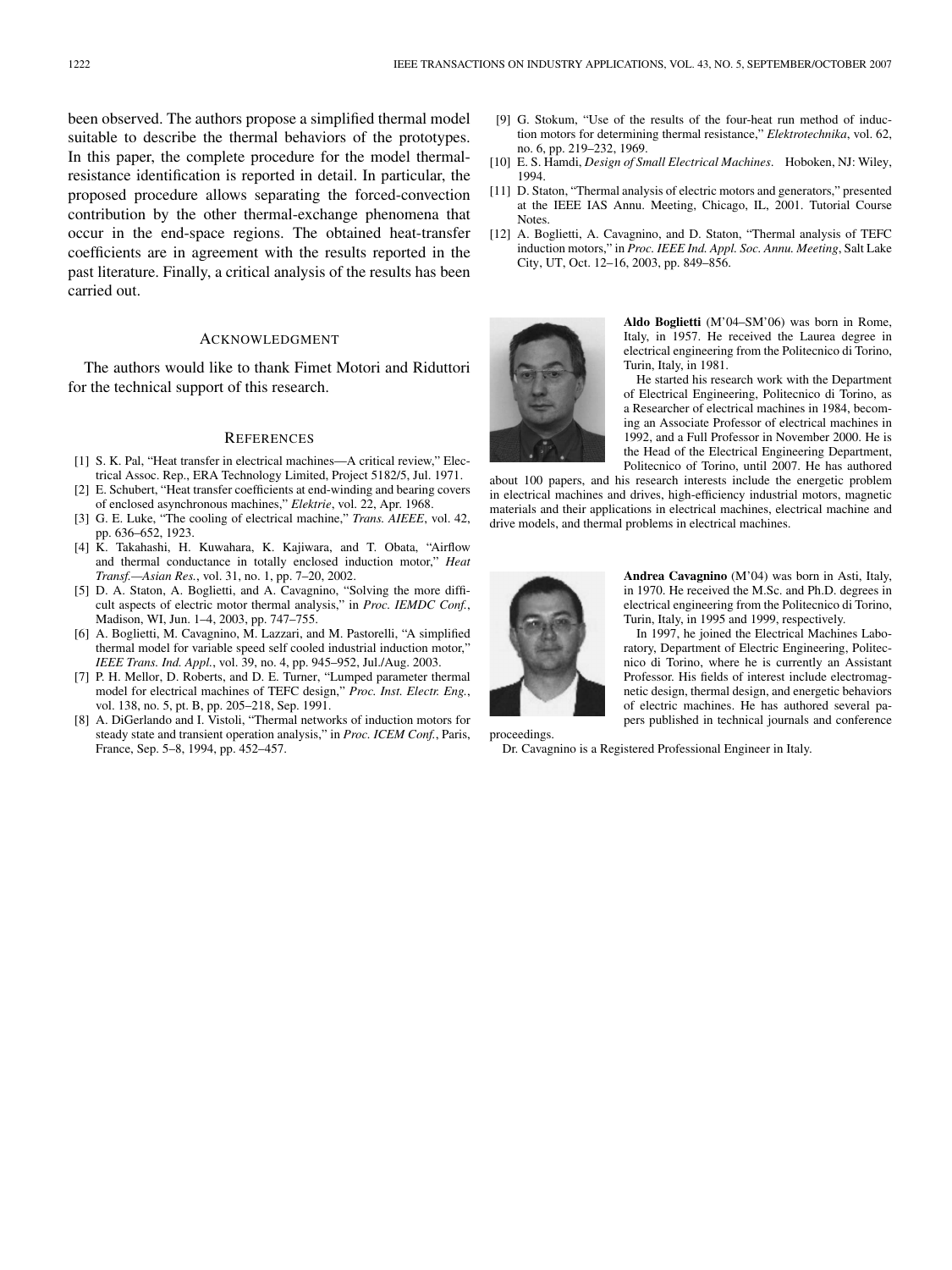been observed. The authors propose a simplified thermal model suitable to describe the thermal behaviors of the prototypes. In this paper, the complete procedure for the model thermal-resistance identification is reported in detail. In particular, the proposed procedure allows separating the forced-convection contribution by the other thermal-exchange phenomena that occur in the end-space regions. The obtained heat-transfer coefficients are in agreement with the results reported in the past literature. Finally, a critical analysis of the results has been carried out.

## Acknowledgment

The authors would like to thank Fimet Motori and Riduttori for the technical support of this research.

## References

[1] S. K. Pal, "Heat transfer in electrical machines—A critical review," Electrical Assoc. Rep., ERA Technology Limited, Project 5182/5, Jul. 1971.

[2] E. Schubert, "Heat transfer coefficients at end-winding and bearing covers of enclosed asynchronous machines," *Elektrie*, vol. 22, Apr. 1968.

[3] G. E. Luke, "The cooling of electrical machine," *Trans. AIEEE*, vol. 42, pp. 636–652, 1923.

[4] K. Takahashi, H. Kuwahara, K. Kajiwara, and T. Obata, "Airflow and thermal conductance in totally enclosed induction motor," *Heat Transf.—Asian Res.*, vol. 31, no. 1, pp. 7–20, 2002.

[5] D. A. Staton, A. Boglietti, and A. Cavagnino, "Solving the more difficult aspects of electric motor thermal analysis," in *Proc. IEMDC Conf.*, Madison, WI, Jun. 1–4, 2003, pp. 747–755.

[6] A. Boglietti, M. Cavagnino, M. Lazzari, and M. Pastorelli, "A simplified thermal model for variable speed self cooled industrial induction motor," *IEEE Trans. Ind. Appl.*, vol. 39, no. 4, pp. 945–952, Jul./Aug. 2003.

[7] P. H. Mellor, D. Roberts, and D. E. Turner, "Lumped parameter thermal model for electrical machines of TEFC design," *Proc. Inst. Electr. Eng.*, vol. 138, no. 5, pt. B, pp. 205–218, Sep. 1991.

[8] A. DiGerlando and I. Vistoli, "Thermal networks of induction motors for steady state and transient operation analysis," in *Proc. ICEM Conf.*, Paris, France, Sep. 5–8, 1994, pp. 452–457.

[9] G. Stokum, "Use of the results of the four-heat run method of induction motors for determining thermal resistance," *Elektrotechnika*, vol. 62, no. 6, pp. 219–232, 1969.

[10] E. S. Hamdi, *Design of Small Electrical Machines*. Hoboken, NJ: Wiley, 1994.

[11] D. Staton, "Thermal analysis of electric motors and generators," presented at the IEEE IAS Annu. Meeting, Chicago, IL, 2001. Tutorial Course Notes.

[12] A. Boglietti, A. Cavagnino, and D. Staton, "Thermal analysis of TEFC induction motors," in *Proc. IEEE Ind. Appl. Soc. Annu. Meeting*, Salt Lake City, UT, Oct. 12–16, 2003, pp. 849–856.

**Aldo Boglietti** (M'04–SM'06) was born in Rome, Italy, in 1957. He received the Laurea degree in electrical engineering from the Politecnico di Torino, Turin, Italy, in 1981.

He started his research work with the Department of Electrical Engineering, Politecnico di Torino, as a Researcher of electrical machines in 1984, becoming an Associate Professor of electrical machines in 1992, and a Full Professor in November 2000. He is the Head of the Electrical Engineering Department, Politecnico of Torino, until 2007. He has authored about 100 papers, and his research interests include the energetic problem in electrical machines and drives, high-efficiency industrial motors, magnetic materials and their applications in electrical machines, electrical machine and drive models, and thermal problems in electrical machines.

**Andrea Cavagnino** (M'04) was born in Asti, Italy, in 1970. He received the M.Sc. and Ph.D. degrees in electrical engineering from the Politecnico di Torino, Turin, Italy, in 1995 and 1999, respectively.

In 1997, he joined the Electrical Machines Laboratory, Department of Electric Engineering, Politecnico di Torino, where he is currently an Assistant Professor. His fields of interest include electromagnetic design, thermal design, and energetic behaviors of electric machines. He has authored several papers published in technical journals and conference proceedings.

Dr. Cavagnino is a Registered Professional Engineer in Italy.